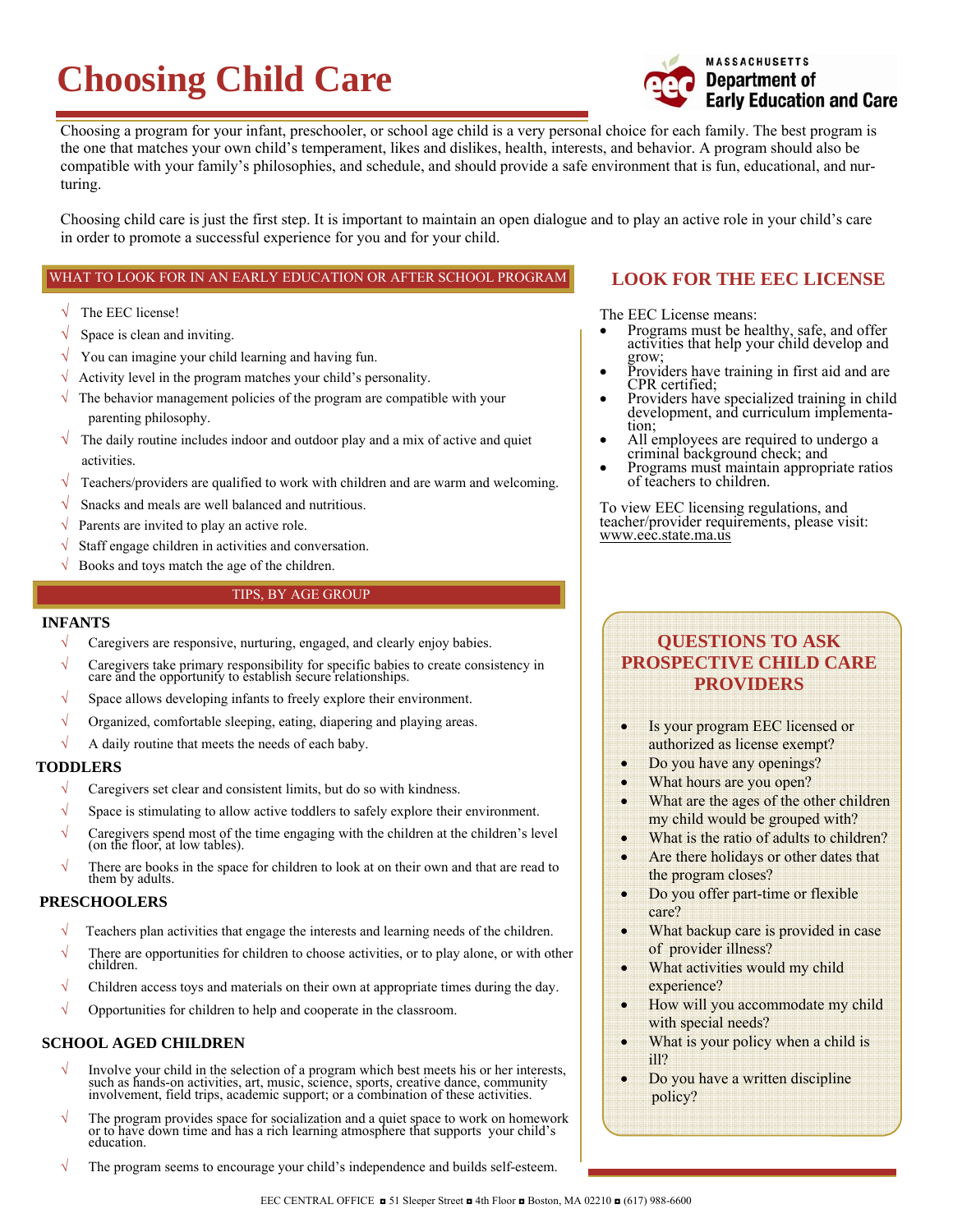# Choosing Child Care

Massachusetts Department of Early Education and Care

Choosing a program for your infant, preschooler, or school age child is a very personal choice for each family. The best program is the one that matches your own child's temperament, likes and dislikes, health, interests, and behavior. A program should also be compatible with your family's philosophies, and schedule, and should provide a safe environment that is fun, educational, and nurturing.

Choosing child care is just the first step. It is important to maintain an open dialogue and to play an active role in your child's care in order to promote a successful experience for you and for your child.

## WHAT TO LOOK FOR IN AN EARLY EDUCATION OR AFTER SCHOOL PROGRAM

- √ The EEC license!
- √ Space is clean and inviting.
- √ You can imagine your child learning and having fun.
- √ Activity level in the program matches your child's personality.
- √ The behavior management policies of the program are compatible with your parenting philosophy.
- √ The daily routine includes indoor and outdoor play and a mix of active and quiet activities.
- √ Teachers/providers are qualified to work with children and are warm and welcoming.
- √ Snacks and meals are well balanced and nutritious.
- √ Parents are invited to play an active role.
- √ Staff engage children in activities and conversation.
- √ Books and toys match the age of the children.

## TIPS, BY AGE GROUP

### INFANTS

- √ Caregivers are responsive, nurturing, engaged, and clearly enjoy babies.
- √ Caregivers take primary responsibility for specific babies to create consistency in care and the opportunity to establish secure relationships.
- √ Space allows developing infants to freely explore their environment.
- √ Organized, comfortable sleeping, eating, diapering and playing areas.
- √ A daily routine that meets the needs of each baby.

### TODDLERS

- √ Caregivers set clear and consistent limits, but do so with kindness.
- √ Space is stimulating to allow active toddlers to safely explore their environment.
- √ Caregivers spend most of the time engaging with the children at the children's level (on the floor, at low tables).
- √ There are books in the space for children to look at on their own and that are read to them by adults.

### PRESCHOOLERS

- √ Teachers plan activities that engage the interests and learning needs of the children.
- √ There are opportunities for children to choose activities, or to play alone, or with other children.
- √ Children access toys and materials on their own at appropriate times during the day.
- √ Opportunities for children to help and cooperate in the classroom.

### SCHOOL AGED CHILDREN

- √ Involve your child in the selection of a program which best meets his or her interests, such as hands-on activities, art, music, science, sports, creative dance, community involvement, field trips, academic support; or a combination of these activities.
- √ The program provides space for socialization and a quiet space to work on homework or to have down time and has a rich learning atmosphere that supports your child's education.
- √ The program seems to encourage your child's independence and builds self-esteem.

## LOOK FOR THE EEC LICENSE

The EEC License means:

- Programs must be healthy, safe, and offer activities that help your child develop and grow;
- Providers have training in first aid and are CPR certified;
- Providers have specialized training in child development, and curriculum implementation;
- All employees are required to undergo a criminal background check; and
- Programs must maintain appropriate ratios of teachers to children.

To view EEC licensing regulations, and teacher/provider requirements, please visit: www.eec.state.ma.us

## QUESTIONS TO ASK PROSPECTIVE CHILD CARE PROVIDERS

- Is your program EEC licensed or authorized as license exempt?
- Do you have any openings?
- What hours are you open?
- What are the ages of the other children my child would be grouped with?
- What is the ratio of adults to children?
- Are there holidays or other dates that the program closes?
- Do you offer part-time or flexible care?
- What backup care is provided in case of provider illness?
- What activities would my child experience?
- How will you accommodate my child with special needs?
- What is your policy when a child is ill?
- Do you have a written discipline policy?

EEC CENTRAL OFFICE ◘ 51 Sleeper Street ◘ 4th Floor ◘ Boston, MA 02210 ◘ (617) 988-6600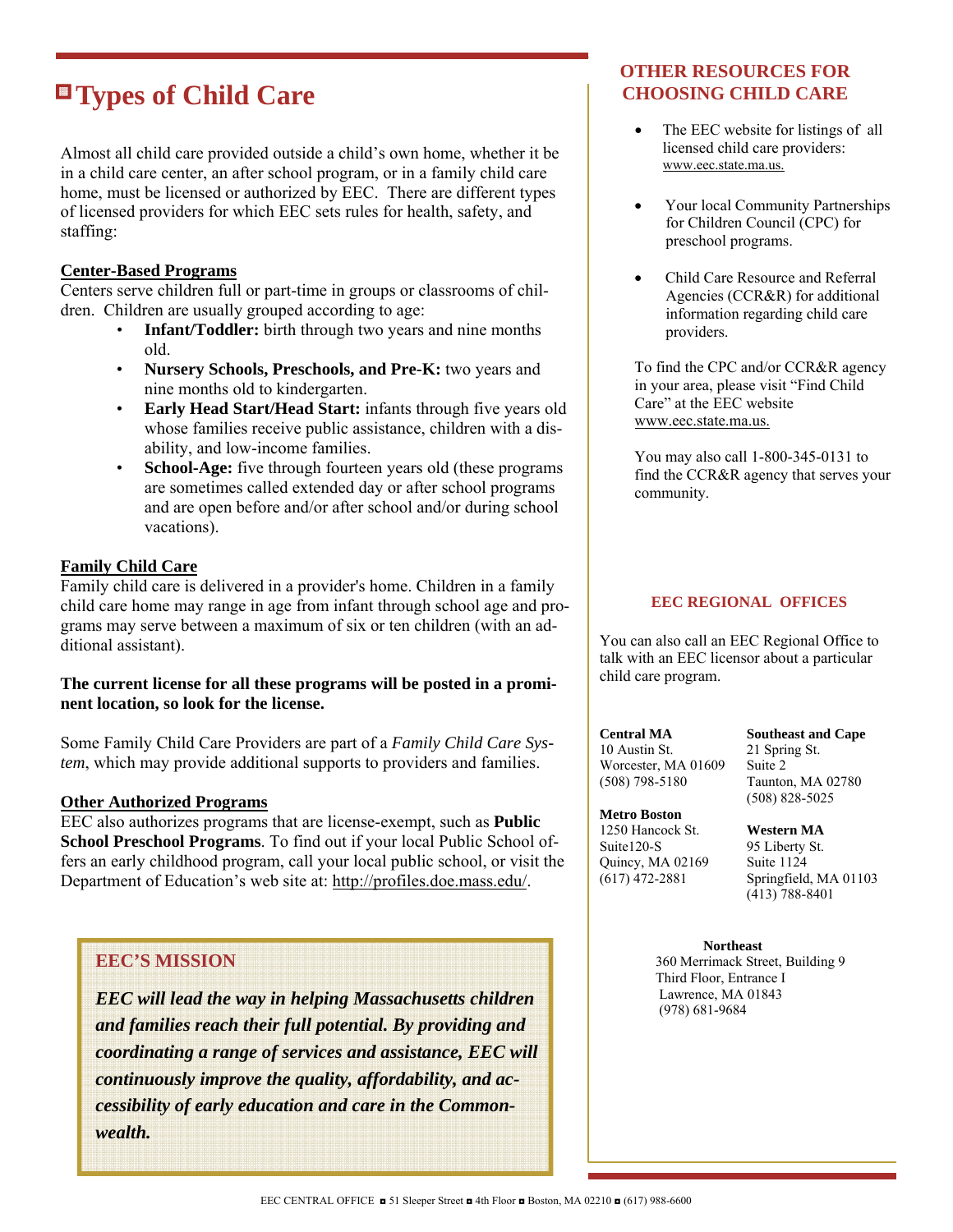# Types of Child Care

Almost all child care provided outside a child's own home, whether it be in a child care center, an after school program, or in a family child care home, must be licensed or authorized by EEC. There are different types of licensed providers for which EEC sets rules for health, safety, and staffing:

**Center-Based Programs**

Centers serve children full or part-time in groups or classrooms of children. Children are usually grouped according to age:

- **Infant/Toddler:** birth through two years and nine months old.
- **Nursery Schools, Preschools, and Pre-K:** two years and nine months old to kindergarten.
- **Early Head Start/Head Start:** infants through five years old whose families receive public assistance, children with a disability, and low-income families.
- **School-Age:** five through fourteen years old (these programs are sometimes called extended day or after school programs and are open before and/or after school and/or during school vacations).

**Family Child Care**

Family child care is delivered in a provider's home. Children in a family child care home may range in age from infant through school age and programs may serve between a maximum of six or ten children (with an additional assistant).

**The current license for all these programs will be posted in a prominent location, so look for the license.**

Some Family Child Care Providers are part of a *Family Child Care System*, which may provide additional supports to providers and families.

**Other Authorized Programs**

EEC also authorizes programs that are license-exempt, such as **Public School Preschool Programs**. To find out if your local Public School offers an early childhood program, call your local public school, or visit the Department of Education's web site at: http://profiles.doe.mass.edu/.

## EEC'S MISSION

***EEC will lead the way in helping Massachusetts children and families reach their full potential. By providing and coordinating a range of services and assistance, EEC will continuously improve the quality, affordability, and accessibility of early education and care in the Commonwealth.***

## OTHER RESOURCES FOR CHOOSING CHILD CARE

- The EEC website for listings of all licensed child care providers: www.eec.state.ma.us.
- Your local Community Partnerships for Children Council (CPC) for preschool programs.
- Child Care Resource and Referral Agencies (CCR&R) for additional information regarding child care providers.

To find the CPC and/or CCR&R agency in your area, please visit "Find Child Care" at the EEC website www.eec.state.ma.us.

You may also call 1-800-345-0131 to find the CCR&R agency that serves your community.

## EEC REGIONAL OFFICES

You can also call an EEC Regional Office to talk with an EEC licensor about a particular child care program.

**Central MA**
10 Austin St.
Worcester, MA 01609
(508) 798-5180

**Metro Boston**
1250 Hancock St.
Suite120-S
Quincy, MA 02169
(617) 472-2881

**Southeast and Cape**
21 Spring St.
Suite 2
Taunton, MA 02780
(508) 828-5025

**Western MA**
95 Liberty St.
Suite 1124
Springfield, MA 01103
(413) 788-8401

**Northeast**
360 Merrimack Street, Building 9
Third Floor, Entrance I
Lawrence, MA 01843
(978) 681-9684

EEC CENTRAL OFFICE ◘ 51 Sleeper Street ◘ 4th Floor ◘ Boston, MA 02210 ◘ (617) 988-6600